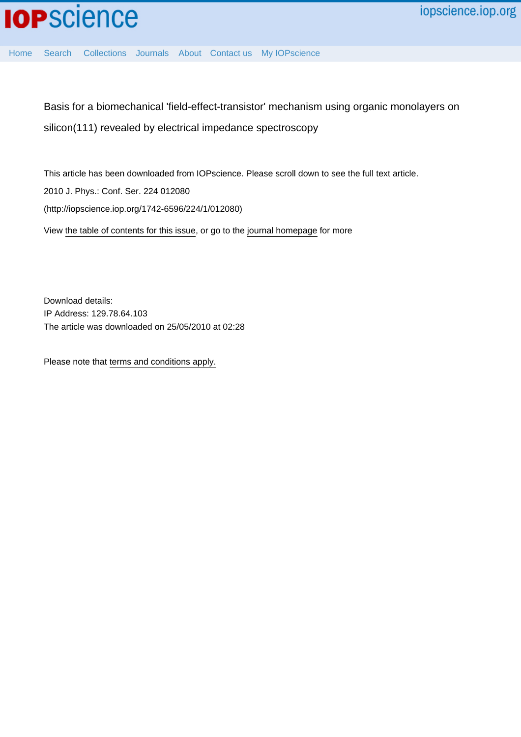# Basis for a biomechanical 'field-effect-transistor' mechanism using organic monolayers on silicon(111) revealed by electrical impedance spectroscopy

This article has been downloaded from IOPscience. Please scroll down to see the full text article.

2010 J. Phys.: Conf. Ser. 224 012080

(http://iopscience.iop.org/1742-6596/224/1/012080)

View the table of contents for this issue, or go to the journal homepage for more

Download details:

IP Address: 129.78.64.103

The article was downloaded on 25/05/2010 at 02:28

Please note that terms and conditions apply.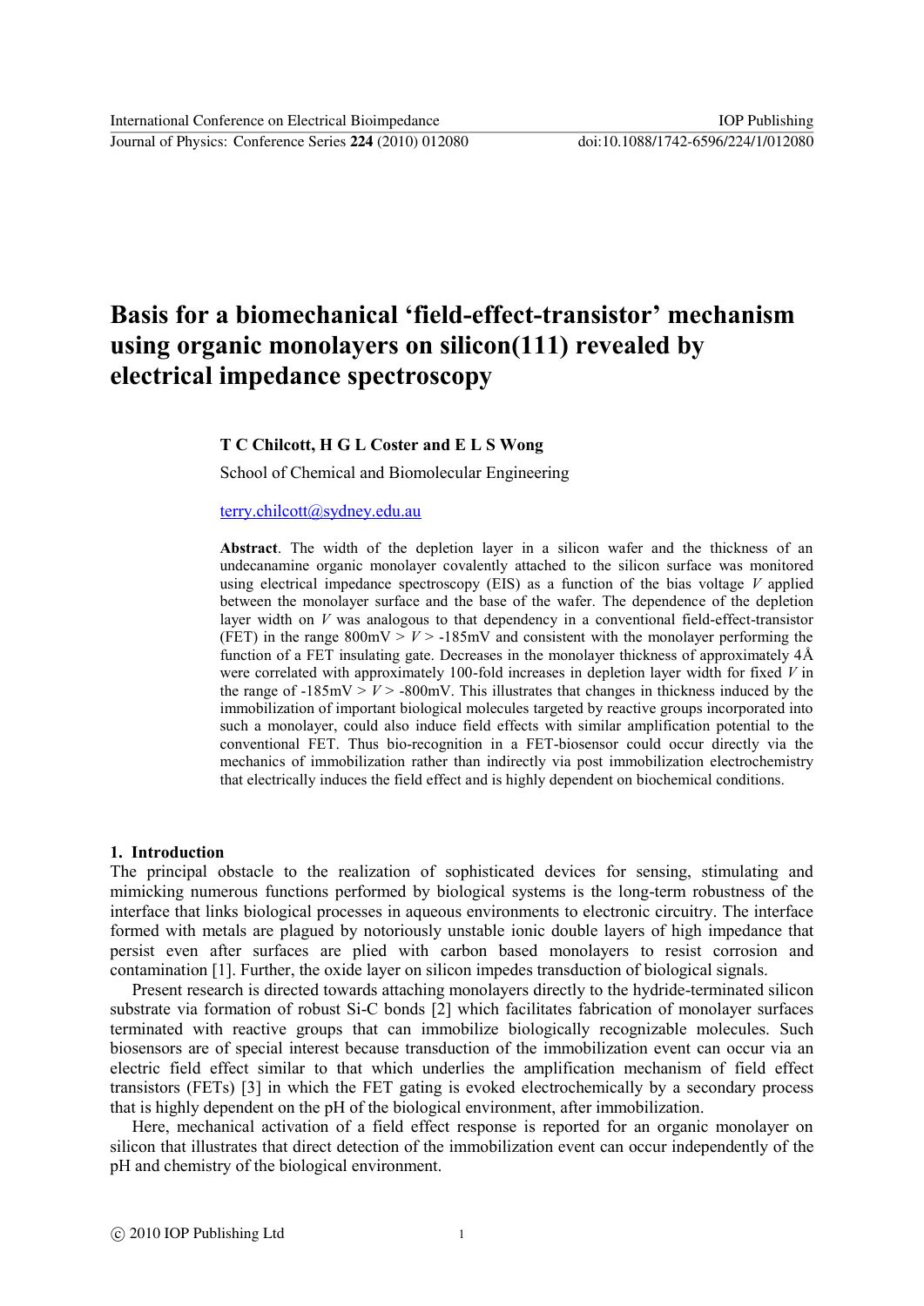# Basis for a biomechanical 'field-effect-transistor' mechanism using organic monolayers on silicon(111) revealed by electrical impedance spectroscopy

**T C Chilcott, H G L Coster and E L S Wong**

School of Chemical and Biomolecular Engineering

terry.chilcott@sydney.edu.au

**Abstract**. The width of the depletion layer in a silicon wafer and the thickness of an undecanamine organic monolayer covalently attached to the silicon surface was monitored using electrical impedance spectroscopy (EIS) as a function of the bias voltage $V$ applied between the monolayer surface and the base of the wafer. The dependence of the depletion layer width on $V$ was analogous to that dependency in a conventional field-effect-transistor (FET) in the range 800mV > $V$ > -185mV and consistent with the monolayer performing the function of a FET insulating gate. Decreases in the monolayer thickness of approximately 4Å were correlated with approximately 100-fold increases in depletion layer width for fixed $V$ in the range of -185mV > $V$ > -800mV. This illustrates that changes in thickness induced by the immobilization of important biological molecules targeted by reactive groups incorporated into such a monolayer, could also induce field effects with similar amplification potential to the conventional FET. Thus bio-recognition in a FET-biosensor could occur directly via the mechanics of immobilization rather than indirectly via post immobilization electrochemistry that electrically induces the field effect and is highly dependent on biochemical conditions.

## 1. Introduction

The principal obstacle to the realization of sophisticated devices for sensing, stimulating and mimicking numerous functions performed by biological systems is the long-term robustness of the interface that links biological processes in aqueous environments to electronic circuitry. The interface formed with metals are plagued by notoriously unstable ionic double layers of high impedance that persist even after surfaces are plied with carbon based monolayers to resist corrosion and contamination [1]. Further, the oxide layer on silicon impedes transduction of biological signals.

Present research is directed towards attaching monolayers directly to the hydride-terminated silicon substrate via formation of robust Si-C bonds [2] which facilitates fabrication of monolayer surfaces terminated with reactive groups that can immobilize biologically recognizable molecules. Such biosensors are of special interest because transduction of the immobilization event can occur via an electric field effect similar to that which underlies the amplification mechanism of field effect transistors (FETs) [3] in which the FET gating is evoked electrochemically by a secondary process that is highly dependent on the pH of the biological environment, after immobilization.

Here, mechanical activation of a field effect response is reported for an organic monolayer on silicon that illustrates that direct detection of the immobilization event can occur independently of the pH and chemistry of the biological environment.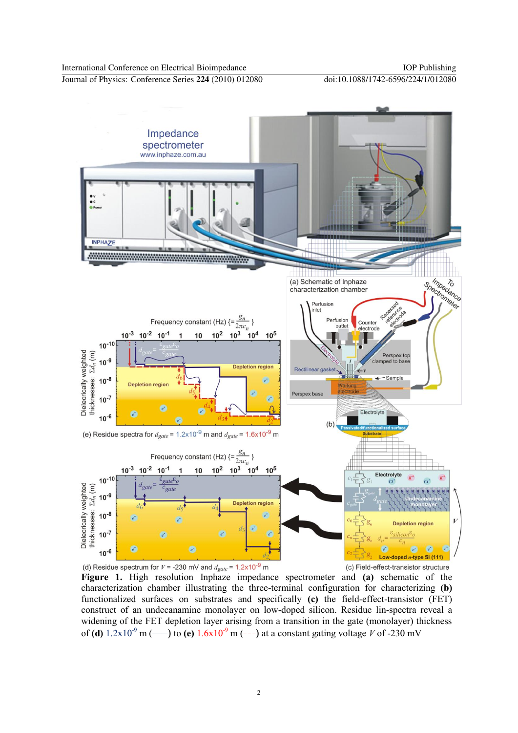**Figure 1.** High resolution Inphaze impedance spectrometer and **(a)** schematic of the characterization chamber illustrating the three-terminal configuration for characterizing **(b)** functionalized surfaces on substrates and specifically **(c)** the field-effect-transistor (FET) construct of an undecanamine monolayer on low-doped silicon. Residue lin-spectra reveal a widening of the FET depletion layer arising from a transition in the gate (monolayer) thickness of **(d)** $1.2 \times 10^{-9}$ m (——) to **(e)** $1.6 \times 10^{-9}$ m (- - -) at a constant gating voltage $V$ of -230 mV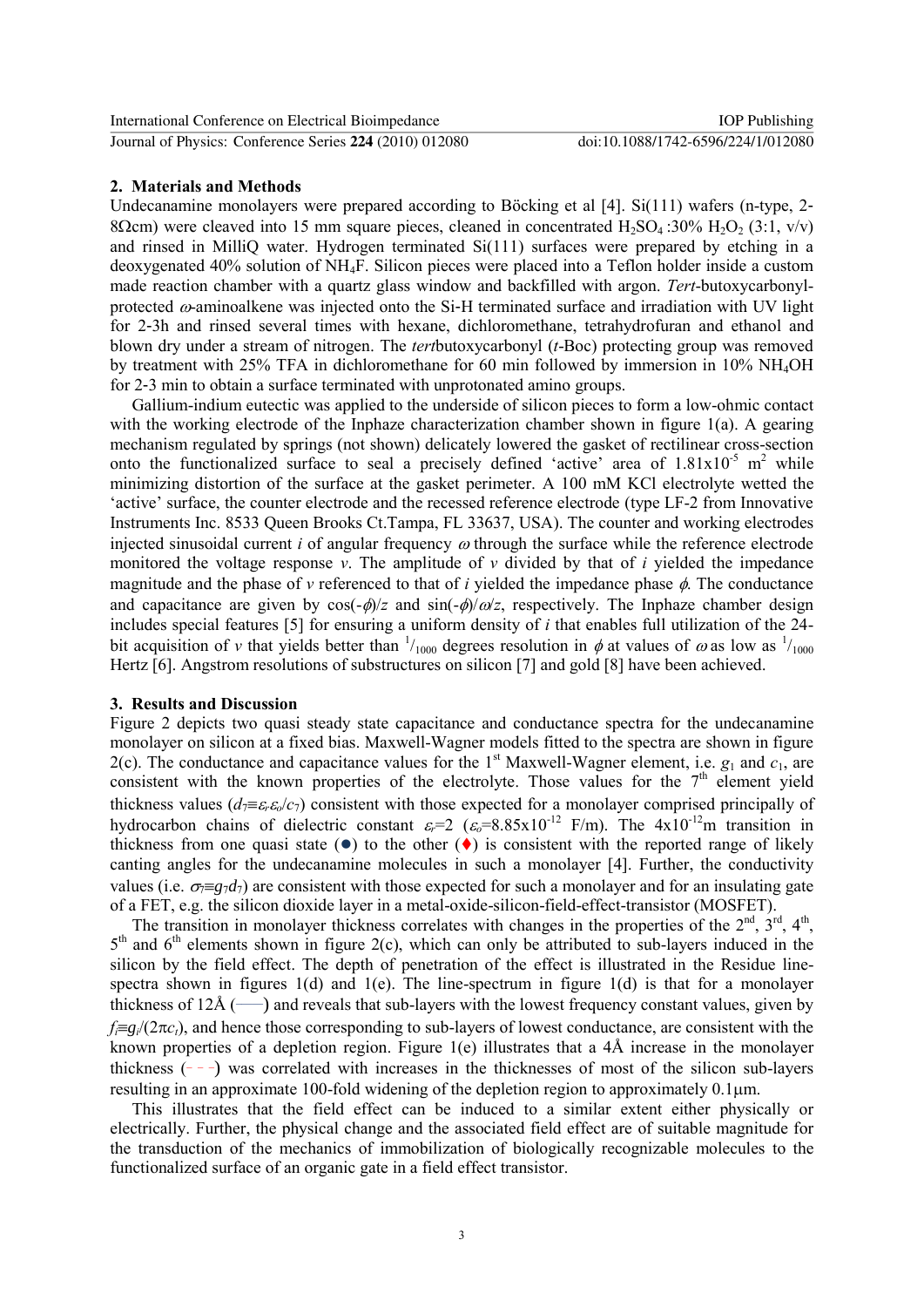## 2. Materials and Methods

Undecanamine monolayers were prepared according to Böcking et al [4]. Si(111) wafers (n-type, 2-8Ωcm) were cleaved into 15 mm square pieces, cleaned in concentrated $H_2SO_4$ :30% $H_2O_2$ (3:1, v/v) and rinsed in MilliQ water. Hydrogen terminated Si(111) surfaces were prepared by etching in a deoxygenated 40% solution of $NH_4F$. Silicon pieces were placed into a Teflon holder inside a custom made reaction chamber with a quartz glass window and backfilled with argon. *Tert*-butoxycarbonyl-protected $\omega$-aminoalkene was injected onto the Si-H terminated surface and irradiation with UV light for 2-3h and rinsed several times with hexane, dichloromethane, tetrahydrofuran and ethanol and blown dry under a stream of nitrogen. The *tert*butoxycarbonyl (*t*-Boc) protecting group was removed by treatment with 25% TFA in dichloromethane for 60 min followed by immersion in 10% $NH_4OH$ for 2-3 min to obtain a surface terminated with unprotonated amino groups.

Gallium-indium eutectic was applied to the underside of silicon pieces to form a low-ohmic contact with the working electrode of the Inphaze characterization chamber shown in figure 1(a). A gearing mechanism regulated by springs (not shown) delicately lowered the gasket of rectilinear cross-section onto the functionalized surface to seal a precisely defined 'active' area of $1.81\text{x}10^{-5}$ m$^2$ while minimizing distortion of the surface at the gasket perimeter. A 100 mM KCl electrolyte wetted the 'active' surface, the counter electrode and the recessed reference electrode (type LF-2 from Innovative Instruments Inc. 8533 Queen Brooks Ct.Tampa, FL 33637, USA). The counter and working electrodes injected sinusoidal current $i$ of angular frequency $\omega$ through the surface while the reference electrode monitored the voltage response $v$. The amplitude of $v$ divided by that of $i$ yielded the impedance magnitude and the phase of $v$ referenced to that of $i$ yielded the impedance phase $\phi$. The conductance and capacitance are given by $\cos(-\phi)/z$ and $\sin(-\phi)/\omega/z$, respectively. The Inphaze chamber design includes special features [5] for ensuring a uniform density of $i$ that enables full utilization of the 24-bit acquisition of $v$ that yields better than $^1/_{1000}$ degrees resolution in $\phi$ at values of $\omega$ as low as $^1/_{1000}$ Hertz [6]. Angstrom resolutions of substructures on silicon [7] and gold [8] have been achieved.

## 3. Results and Discussion

Figure 2 depicts two quasi steady state capacitance and conductance spectra for the undecanamine monolayer on silicon at a fixed bias. Maxwell-Wagner models fitted to the spectra are shown in figure 2(c). The conductance and capacitance values for the 1st Maxwell-Wagner element, i.e. $g_1$ and $c_1$, are consistent with the known properties of the electrolyte. Those values for the 7th element yield thickness values ($d_7 \equiv \varepsilon_r \varepsilon_o / c_7$) consistent with those expected for a monolayer comprised principally of hydrocarbon chains of dielectric constant $\varepsilon_r = 2$ ($\varepsilon_o = 8.85\text{x}10^{-12}$ F/m). The $4\text{x}10^{-12}$m transition in thickness from one quasi state (●) to the other (♦) is consistent with the reported range of likely canting angles for the undecanamine molecules in such a monolayer [4]. Further, the conductivity values (i.e. $\sigma_7 \equiv g_7 d_7$) are consistent with those expected for such a monolayer and for an insulating gate of a FET, e.g. the silicon dioxide layer in a metal-oxide-silicon-field-effect-transistor (MOSFET).

The transition in monolayer thickness correlates with changes in the properties of the 2nd, 3rd, 4th, 5th and 6th elements shown in figure 2(c), which can only be attributed to sub-layers induced in the silicon by the field effect. The depth of penetration of the effect is illustrated in the Residue line-spectra shown in figures 1(d) and 1(e). The line-spectrum in figure 1(d) is that for a monolayer thickness of 12Å (——) and reveals that sub-layers with the lowest frequency constant values, given by $f_i \equiv g_i/(2\pi c_i)$, and hence those corresponding to sub-layers of lowest conductance, are consistent with the known properties of a depletion region. Figure 1(e) illustrates that a 4Å increase in the monolayer thickness (- - -) was correlated with increases in the thicknesses of most of the silicon sub-layers resulting in an approximate 100-fold widening of the depletion region to approximately 0.1μm.

This illustrates that the field effect can be induced to a similar extent either physically or electrically. Further, the physical change and the associated field effect are of suitable magnitude for the transduction of the mechanics of immobilization of biologically recognizable molecules to the functionalized surface of an organic gate in a field effect transistor.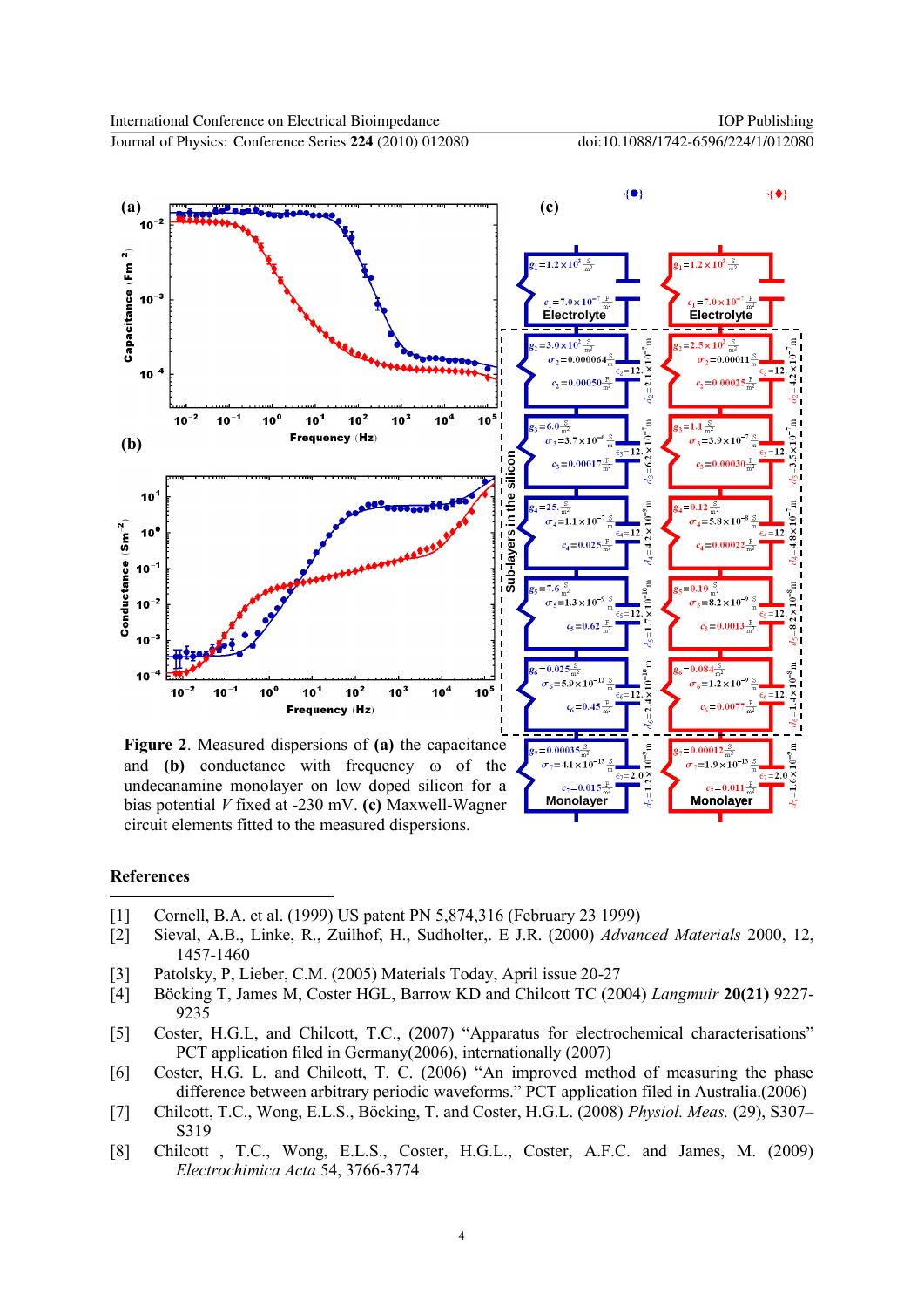(a)

$10^{-2}$

$10^{-3}$

$10^{-4}$

Capacitance (Fm$^{-2}$)

$10^{-2}$ $10^{-1}$ $10^{0}$ $10^{1}$ $10^{2}$ $10^{3}$ $10^{4}$ $10^{5}$

Frequency (Hz)

(b)

$10^{1}$

$10^{0}$

$10^{-1}$

$10^{-2}$

$10^{-3}$

$10^{-4}$

Conductance (Sm$^{-2}$)

$10^{-2}$ $10^{-1}$ $10^{0}$ $10^{1}$ $10^{2}$ $10^{3}$ $10^{4}$ $10^{5}$

Frequency (Hz)

(c)

{●} {◆}

Electrolyte: $g_1=1.2\times10^3\ \frac{S}{m^2}$, $c_1=7.0\times10^{-7}\ \frac{F}{m^2}$ | $g_1=1.2\times10^3\ \frac{S}{m^2}$, $c_1=7.0\times10^{-7}\ \frac{F}{m^2}$

Sub-layers in the silicon

$g_2=3.0\times10^2\ \frac{S}{m^2}$, $\sigma_2=0.000064\ \frac{S}{m}$, $c_2=0.00050\ \frac{F}{m^2}$, $\epsilon_2=12.$, $d_2=2.1\times10^{-7}$ m | $g_2=2.5\times10^2\ \frac{S}{m^2}$, $\sigma_2=0.00011\ \frac{S}{m}$, $c_2=0.00025\ \frac{F}{m^2}$, $\epsilon_2=12.$, $d_2=4.2\times10^{-7}$ m

$g_3=6.0\ \frac{S}{m^2}$, $\sigma_3=3.7\times10^{-6}\ \frac{S}{m}$, $c_3=0.00017\ \frac{F}{m^2}$, $\epsilon_3=12.$, $d_3=6.2\times10^{-7}$ m | $g_3=1.1\ \frac{S}{m^2}$, $\sigma_3=3.9\times10^{-7}\ \frac{S}{m}$, $c_3=0.00030\ \frac{F}{m^2}$, $\epsilon_3=12.$, $d_3=3.5\times10^{-7}$ m

$g_4=25.\ \frac{S}{m^2}$, $\sigma_4=1.1\times10^{-7}\ \frac{S}{m}$, $c_4=0.025\ \frac{F}{m^2}$, $\epsilon_4=12.$, $d_4=4.2\times10^{-9}$ m | $g_4=0.12\ \frac{S}{m^2}$, $\sigma_4=5.8\times10^{-8}\ \frac{S}{m}$, $c_4=0.00022\ \frac{F}{m^2}$, $\epsilon_4=12.$, $d_4=4.8\times10^{-7}$ m

$g_5=7.6\ \frac{S}{m^2}$, $\sigma_5=1.3\times10^{-9}\ \frac{S}{m}$, $c_5=0.62\ \frac{F}{m^2}$, $\epsilon_5=12.$, $d_5=1.7\times10^{-10}$ m | $g_5=0.10\ \frac{S}{m^2}$, $\sigma_5=8.2\times10^{-9}\ \frac{S}{m}$, $c_5=0.0013\ \frac{F}{m^2}$, $\epsilon_5=12.$, $d_5=8.2\times10^{-8}$ m

$g_6=0.025\ \frac{S}{m^2}$, $\sigma_6=5.9\times10^{-12}\ \frac{S}{m}$, $c_6=0.45\ \frac{F}{m^2}$, $\epsilon_6=12.$, $d_6=2.4\times10^{-10}$ m | $g_6=0.084\ \frac{S}{m^2}$, $\sigma_6=1.2\times10^{-9}\ \frac{S}{m}$, $c_6=0.0077\ \frac{F}{m^2}$, $\epsilon_6=12.$, $d_6=1.4\times10^{-8}$ m

Monolayer: $g_7=0.00035\ \frac{S}{m^2}$, $\sigma_7=4.1\times10^{-13}\ \frac{S}{m}$, $c_7=0.015\ \frac{F}{m^2}$, $\epsilon_7=2.0$, $d_7=1.2\times10^{-9}$ m | $g_7=0.00012\ \frac{S}{m^2}$, $\sigma_7=1.9\times10^{-13}\ \frac{S}{m}$, $c_7=0.011\ \frac{F}{m^2}$, $\epsilon_7=2.0$, $d_7=1.6\times10^{-9}$ m

**Figure 2**. Measured dispersions of **(a)** the capacitance and **(b)** conductance with frequency ω of the undecanamine monolayer on low doped silicon for a bias potential $V$ fixed at -230 mV. **(c)** Maxwell-Wagner circuit elements fitted to the measured dispersions.

## References

[1] Cornell, B.A. et al. (1999) US patent PN 5,874,316 (February 23 1999)

[2] Sieval, A.B., Linke, R., Zuilhof, H., Sudholter,. E J.R. (2000) *Advanced Materials* 2000, 12, 1457-1460

[3] Patolsky, P, Lieber, C.M. (2005) Materials Today, April issue 20-27

[4] Böcking T, James M, Coster HGL, Barrow KD and Chilcott TC (2004) *Langmuir* **20(21)** 9227-9235

[5] Coster, H.G.L, and Chilcott, T.C., (2007) "Apparatus for electrochemical characterisations" PCT application filed in Germany(2006), internationally (2007)

[6] Coster, H.G. L. and Chilcott, T. C. (2006) "An improved method of measuring the phase difference between arbitrary periodic waveforms." PCT application filed in Australia.(2006)

[7] Chilcott, T.C., Wong, E.L.S., Böcking, T. and Coster, H.G.L. (2008) *Physiol. Meas.* (29), S307–S319

[8] Chilcott , T.C., Wong, E.L.S., Coster, H.G.L., Coster, A.F.C. and James, M. (2009) *Electrochimica Acta* 54, 3766-3774